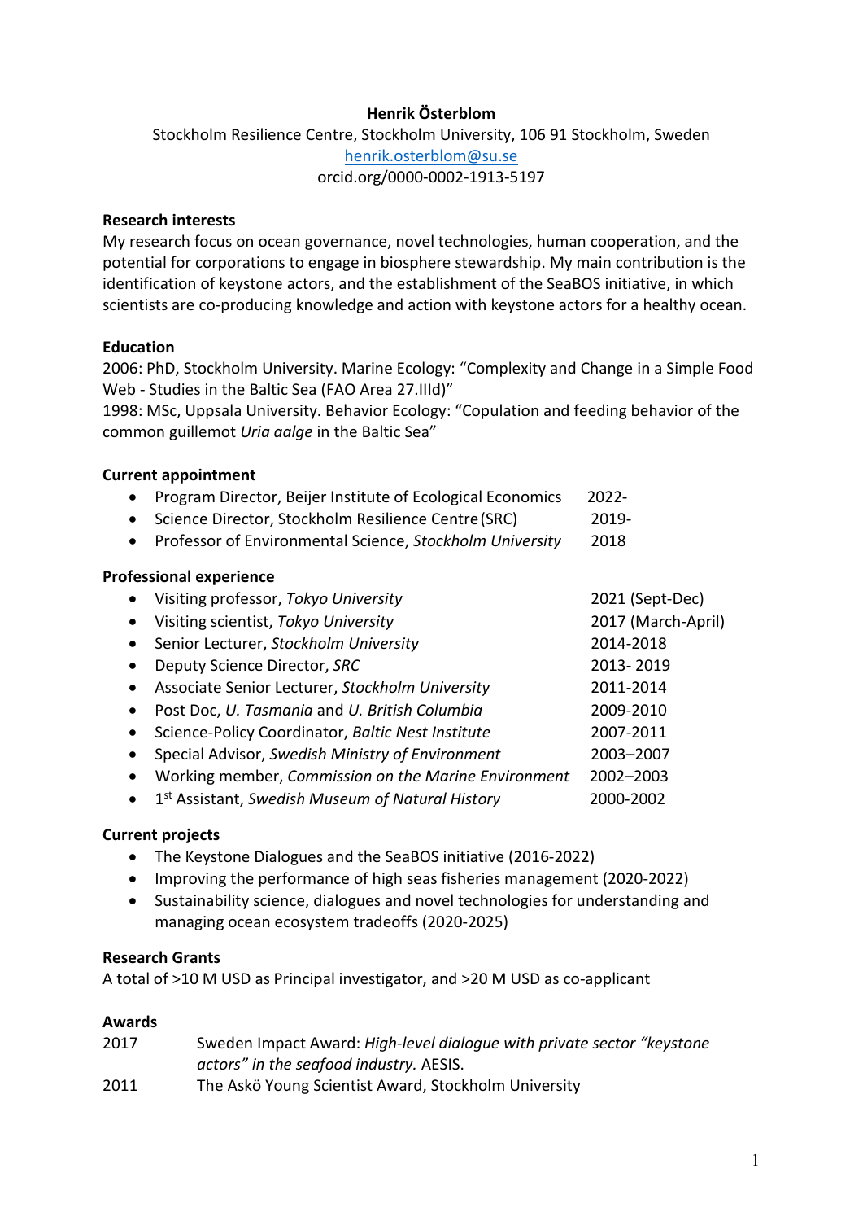# Henrik Österblom

Stockholm Resilience Centre, Stockholm University, 106 91 Stockholm, Sweden
henrik.osterblom@su.se
orcid.org/0000-0002-1913-5197

## Research interests

My research focus on ocean governance, novel technologies, human cooperation, and the potential for corporations to engage in biosphere stewardship. My main contribution is the identification of keystone actors, and the establishment of the SeaBOS initiative, in which scientists are co-producing knowledge and action with keystone actors for a healthy ocean.

## Education

2006: PhD, Stockholm University. Marine Ecology: "Complexity and Change in a Simple Food Web - Studies in the Baltic Sea (FAO Area 27.IIId)"
1998: MSc, Uppsala University. Behavior Ecology: "Copulation and feeding behavior of the common guillemot *Uria aalge* in the Baltic Sea"

## Current appointment

- Program Director, Beijer Institute of Ecological Economics 2022-
- Science Director, Stockholm Resilience Centre (SRC) 2019-
- Professor of Environmental Science, *Stockholm University* 2018

## Professional experience

- Visiting professor, *Tokyo University* 2021 (Sept-Dec)
- Visiting scientist, *Tokyo University* 2017 (March-April)
- Senior Lecturer, *Stockholm University* 2014-2018
- Deputy Science Director, *SRC* 2013- 2019
- Associate Senior Lecturer, *Stockholm University* 2011-2014
- Post Doc, *U. Tasmania* and *U. British Columbia* 2009-2010
- Science-Policy Coordinator, *Baltic Nest Institute* 2007-2011
- Special Advisor, *Swedish Ministry of Environment* 2003–2007
- Working member, *Commission on the Marine Environment* 2002–2003
- 1st Assistant, *Swedish Museum of Natural History* 2000-2002

## Current projects

- The Keystone Dialogues and the SeaBOS initiative (2016-2022)
- Improving the performance of high seas fisheries management (2020-2022)
- Sustainability science, dialogues and novel technologies for understanding and managing ocean ecosystem tradeoffs (2020-2025)

## Research Grants

A total of >10 M USD as Principal investigator, and >20 M USD as co-applicant

## Awards

2017 Sweden Impact Award: *High-level dialogue with private sector "keystone actors" in the seafood industry.* AESIS.
2011 The Askö Young Scientist Award, Stockholm University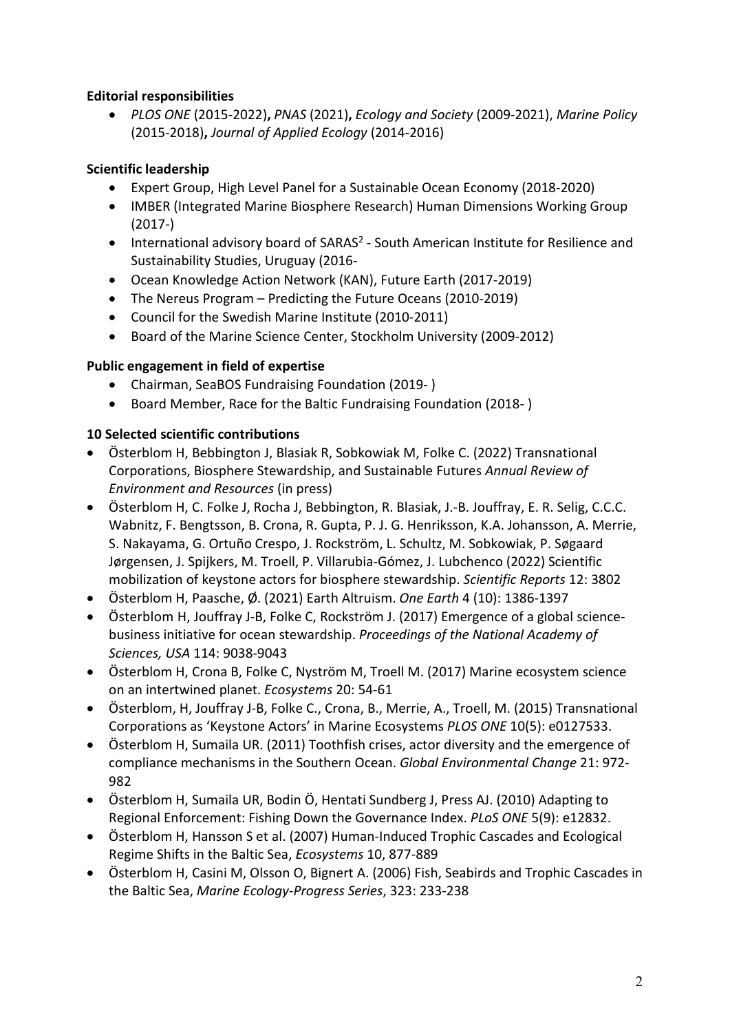**Editorial responsibilities**

- *PLOS ONE* (2015-2022)**,** *PNAS* (2021)**,** *Ecology and Society* (2009-2021), *Marine Policy* (2015-2018)**,** *Journal of Applied Ecology* (2014-2016)

**Scientific leadership**

- Expert Group, High Level Panel for a Sustainable Ocean Economy (2018-2020)
- IMBER (Integrated Marine Biosphere Research) Human Dimensions Working Group (2017-)
- International advisory board of SARAS[2] - South American Institute for Resilience and Sustainability Studies, Uruguay (2016-
- Ocean Knowledge Action Network (KAN), Future Earth (2017-2019)
- The Nereus Program – Predicting the Future Oceans (2010-2019)
- Council for the Swedish Marine Institute (2010-2011)
- Board of the Marine Science Center, Stockholm University (2009-2012)

**Public engagement in field of expertise**

- Chairman, SeaBOS Fundraising Foundation (2019- )
- Board Member, Race for the Baltic Fundraising Foundation (2018- )

**10 Selected scientific contributions**

- Österblom H, Bebbington J, Blasiak R, Sobkowiak M, Folke C. (2022) Transnational Corporations, Biosphere Stewardship, and Sustainable Futures *Annual Review of Environment and Resources* (in press)
- Österblom H, C. Folke J, Rocha J, Bebbington, R. Blasiak, J.-B. Jouffray, E. R. Selig, C.C.C. Wabnitz, F. Bengtsson, B. Crona, R. Gupta, P. J. G. Henriksson, K.A. Johansson, A. Merrie, S. Nakayama, G. Ortuño Crespo, J. Rockström, L. Schultz, M. Sobkowiak, P. Søgaard Jørgensen, J. Spijkers, M. Troell, P. Villarubia-Gómez, J. Lubchenco (2022) Scientific mobilization of keystone actors for biosphere stewardship. *Scientific Reports* 12: 3802
- Österblom H, Paasche, Ø. (2021) Earth Altruism. *One Earth* 4 (10): 1386-1397
- Österblom H, Jouffray J-B, Folke C, Rockström J. (2017) Emergence of a global science-business initiative for ocean stewardship. *Proceedings of the National Academy of Sciences, USA* 114: 9038-9043
- Österblom H, Crona B, Folke C, Nyström M, Troell M. (2017) Marine ecosystem science on an intertwined planet. *Ecosystems* 20: 54-61
- Österblom, H, Jouffray J-B, Folke C., Crona, B., Merrie, A., Troell, M. (2015) Transnational Corporations as 'Keystone Actors' in Marine Ecosystems *PLOS ONE* 10(5): e0127533.
- Österblom H, Sumaila UR. (2011) Toothfish crises, actor diversity and the emergence of compliance mechanisms in the Southern Ocean. *Global Environmental Change* 21: 972-982
- Österblom H, Sumaila UR, Bodin Ö, Hentati Sundberg J, Press AJ. (2010) Adapting to Regional Enforcement: Fishing Down the Governance Index. *PLoS ONE* 5(9): e12832.
- Österblom H, Hansson S et al. (2007) Human-Induced Trophic Cascades and Ecological Regime Shifts in the Baltic Sea, *Ecosystems* 10, 877-889
- Österblom H, Casini M, Olsson O, Bignert A. (2006) Fish, Seabirds and Trophic Cascades in the Baltic Sea, *Marine Ecology-Progress Series*, 323: 233-238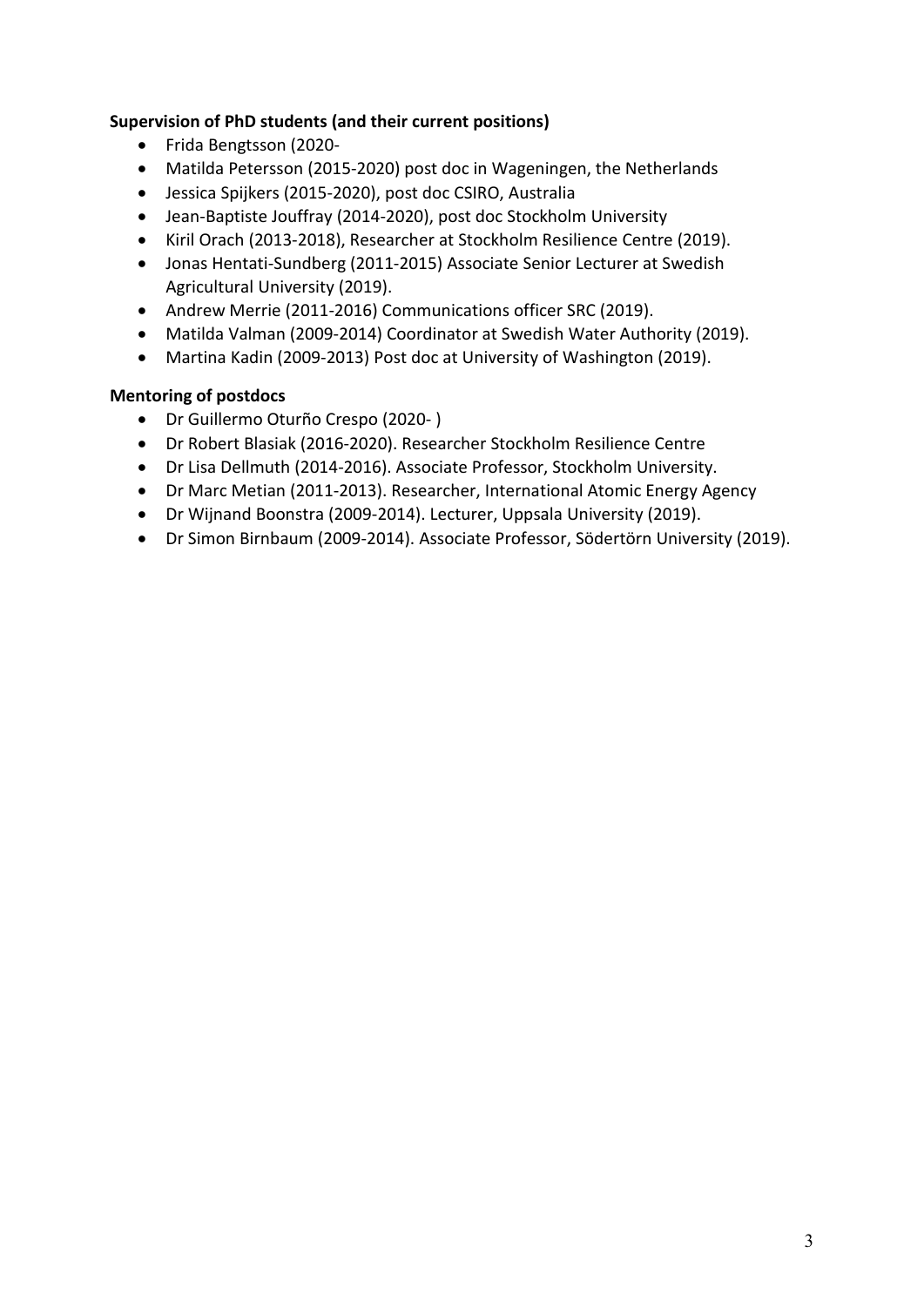**Supervision of PhD students (and their current positions)**

- Frida Bengtsson (2020-
- Matilda Petersson (2015-2020) post doc in Wageningen, the Netherlands
- Jessica Spijkers (2015-2020), post doc CSIRO, Australia
- Jean-Baptiste Jouffray (2014-2020), post doc Stockholm University
- Kiril Orach (2013-2018), Researcher at Stockholm Resilience Centre (2019).
- Jonas Hentati-Sundberg (2011-2015) Associate Senior Lecturer at Swedish Agricultural University (2019).
- Andrew Merrie (2011-2016) Communications officer SRC (2019).
- Matilda Valman (2009-2014) Coordinator at Swedish Water Authority (2019).
- Martina Kadin (2009-2013) Post doc at University of Washington (2019).

**Mentoring of postdocs**

- Dr Guillermo Oturño Crespo (2020- )
- Dr Robert Blasiak (2016-2020). Researcher Stockholm Resilience Centre
- Dr Lisa Dellmuth (2014-2016). Associate Professor, Stockholm University.
- Dr Marc Metian (2011-2013). Researcher, International Atomic Energy Agency
- Dr Wijnand Boonstra (2009-2014). Lecturer, Uppsala University (2019).
- Dr Simon Birnbaum (2009-2014). Associate Professor, Södertörn University (2019).